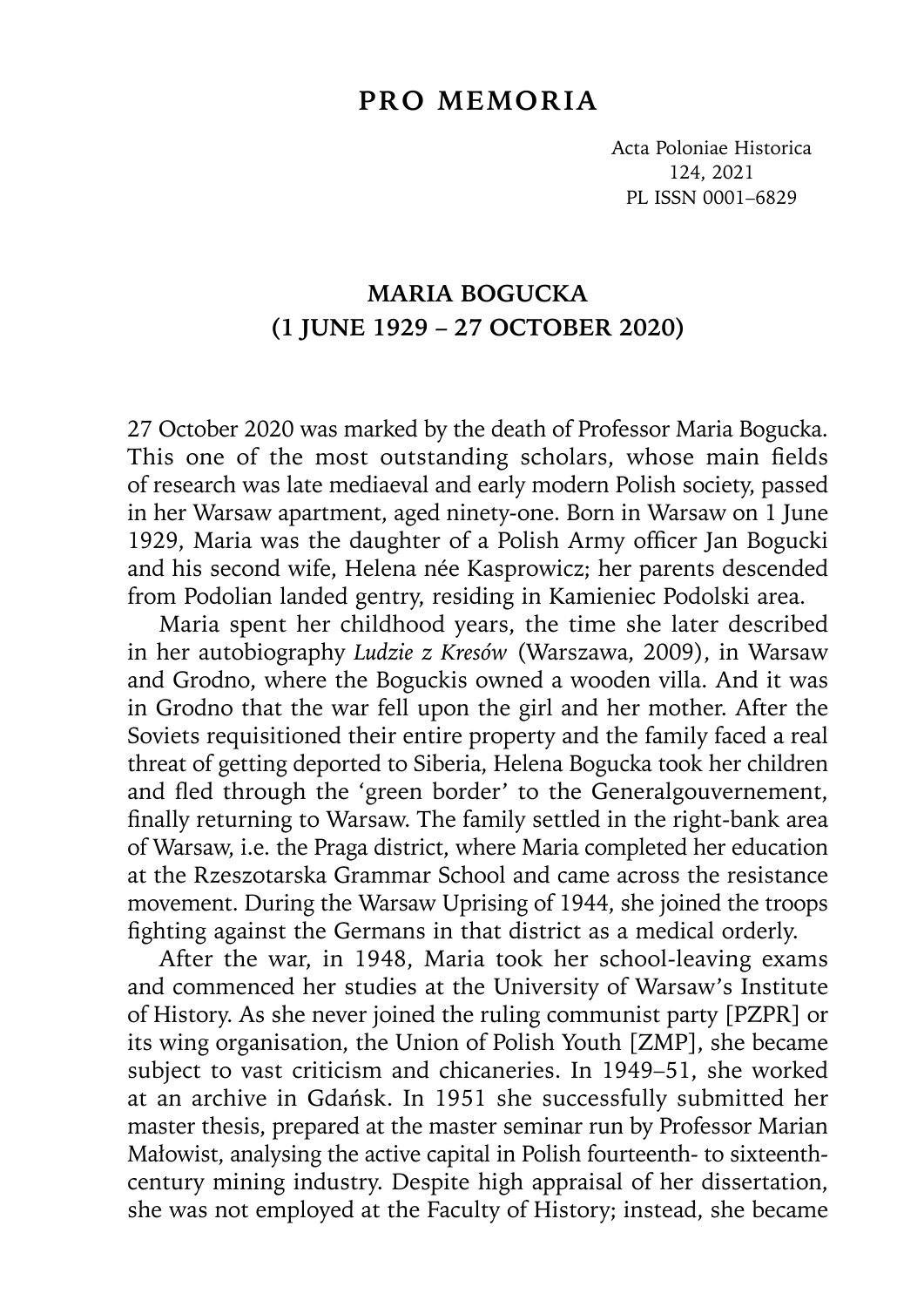# PRO MEMORIA

## MARIA BOGUCKA (1 JUNE 1929 – 27 OCTOBER 2020)

27 October 2020 was marked by the death of Professor Maria Bogucka. This one of the most outstanding scholars, whose main fields of research was late mediaeval and early modern Polish society, passed in her Warsaw apartment, aged ninety-one. Born in Warsaw on 1 June 1929, Maria was the daughter of a Polish Army officer Jan Bogucki and his second wife, Helena née Kasprowicz; her parents descended from Podolian landed gentry, residing in Kamieniec Podolski area.

Maria spent her childhood years, the time she later described in her autobiography *Ludzie z Kresów* (Warszawa, 2009), in Warsaw and Grodno, where the Boguckis owned a wooden villa. And it was in Grodno that the war fell upon the girl and her mother. After the Soviets requisitioned their entire property and the family faced a real threat of getting deported to Siberia, Helena Bogucka took her children and fled through the 'green border' to the Generalgouvernement, finally returning to Warsaw. The family settled in the right-bank area of Warsaw, i.e. the Praga district, where Maria completed her education at the Rzeszotarska Grammar School and came across the resistance movement. During the Warsaw Uprising of 1944, she joined the troops fighting against the Germans in that district as a medical orderly.

After the war, in 1948, Maria took her school-leaving exams and commenced her studies at the University of Warsaw's Institute of History. As she never joined the ruling communist party [PZPR] or its wing organisation, the Union of Polish Youth [ZMP], she became subject to vast criticism and chicaneries. In 1949–51, she worked at an archive in Gdańsk. In 1951 she successfully submitted her master thesis, prepared at the master seminar run by Professor Marian Małowist, analysing the active capital in Polish fourteenth- to sixteenth-century mining industry. Despite high appraisal of her dissertation, she was not employed at the Faculty of History; instead, she became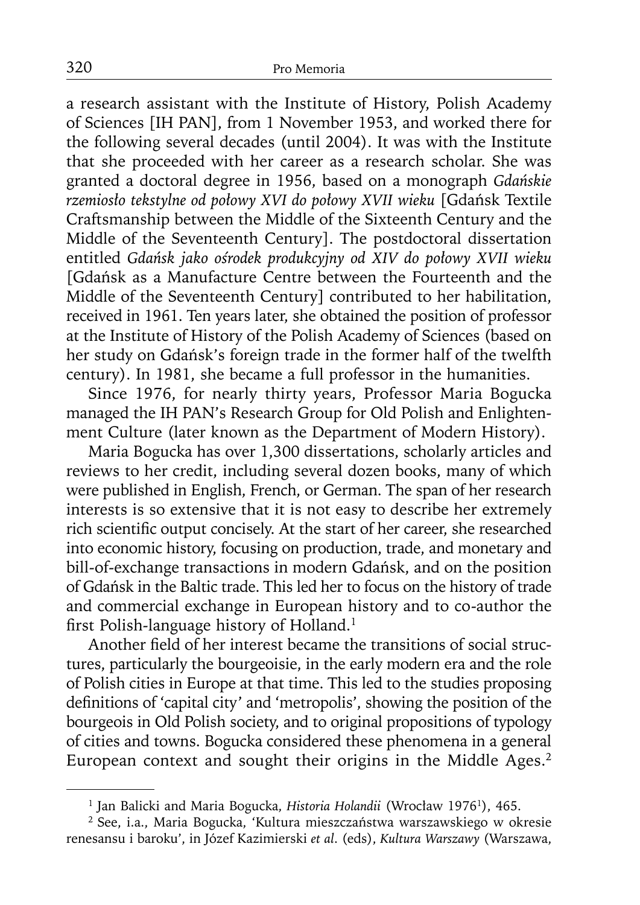a research assistant with the Institute of History, Polish Academy of Sciences [IH PAN], from 1 November 1953, and worked there for the following several decades (until 2004). It was with the Institute that she proceeded with her career as a research scholar. She was granted a doctoral degree in 1956, based on a monograph *Gdańskie rzemiosło tekstylne od połowy XVI do połowy XVII wieku* [Gdańsk Textile Craftsmanship between the Middle of the Sixteenth Century and the Middle of the Seventeenth Century]. The postdoctoral dissertation entitled *Gdańsk jako ośrodek produkcyjny od XIV do połowy XVII wieku* [Gdańsk as a Manufacture Centre between the Fourteenth and the Middle of the Seventeenth Century] contributed to her habilitation, received in 1961. Ten years later, she obtained the position of professor at the Institute of History of the Polish Academy of Sciences (based on her study on Gdańsk's foreign trade in the former half of the twelfth century). In 1981, she became a full professor in the humanities.

Since 1976, for nearly thirty years, Professor Maria Bogucka managed the IH PAN's Research Group for Old Polish and Enlightenment Culture (later known as the Department of Modern History).

Maria Bogucka has over 1,300 dissertations, scholarly articles and reviews to her credit, including several dozen books, many of which were published in English, French, or German. The span of her research interests is so extensive that it is not easy to describe her extremely rich scientific output concisely. At the start of her career, she researched into economic history, focusing on production, trade, and monetary and bill-of-exchange transactions in modern Gdańsk, and on the position of Gdańsk in the Baltic trade. This led her to focus on the history of trade and commercial exchange in European history and to co-author the first Polish-language history of Holland.[1]

Another field of her interest became the transitions of social structures, particularly the bourgeoisie, in the early modern era and the role of Polish cities in Europe at that time. This led to the studies proposing definitions of 'capital city' and 'metropolis', showing the position of the bourgeois in Old Polish society, and to original propositions of typology of cities and towns. Bogucka considered these phenomena in a general European context and sought their origins in the Middle Ages.[2]

---

[1] Jan Balicki and Maria Bogucka, *Historia Holandii* (Wrocław 1976[1]), 465.

[2] See, i.a., Maria Bogucka, 'Kultura mieszczaństwa warszawskiego w okresie renesansu i baroku', in Józef Kazimierski *et al.* (eds), *Kultura Warszawy* (Warszawa,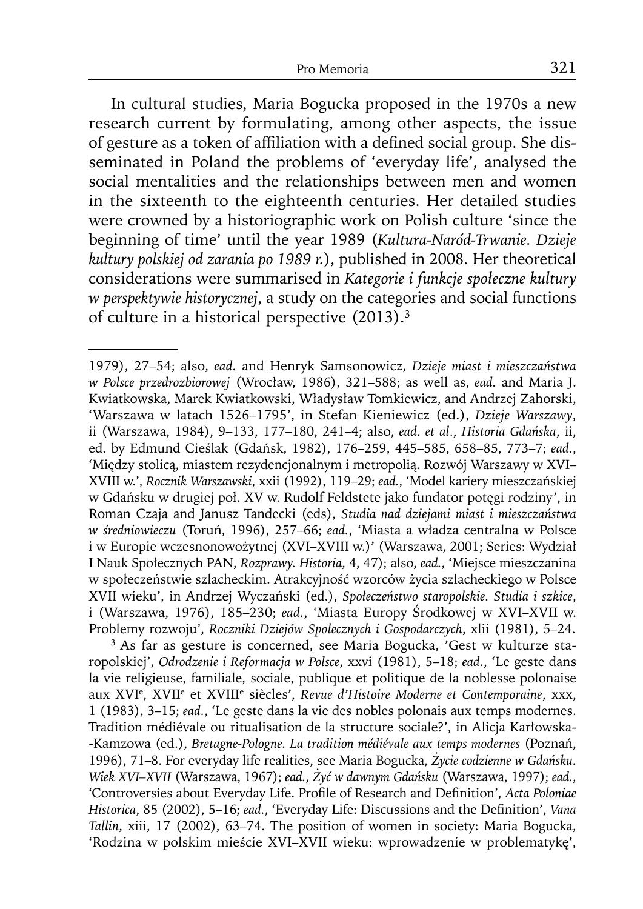In cultural studies, Maria Bogucka proposed in the 1970s a new research current by formulating, among other aspects, the issue of gesture as a token of affiliation with a defined social group. She disseminated in Poland the problems of 'everyday life', analysed the social mentalities and the relationships between men and women in the sixteenth to the eighteenth centuries. Her detailed studies were crowned by a historiographic work on Polish culture 'since the beginning of time' until the year 1989 (*Kultura-Naród-Trwanie. Dzieje kultury polskiej od zarania po 1989 r.*), published in 2008. Her theoretical considerations were summarised in *Kategorie i funkcje społeczne kultury w perspektywie historycznej*, a study on the categories and social functions of culture in a historical perspective (2013).[3]

---

1979), 27–54; also, *ead.* and Henryk Samsonowicz, *Dzieje miast i mieszczaństwa w Polsce przedrozbiorowej* (Wrocław, 1986), 321–588; as well as, *ead.* and Maria J. Kwiatkowska, Marek Kwiatkowski, Władysław Tomkiewicz, and Andrzej Zahorski, 'Warszawa w latach 1526–1795', in Stefan Kieniewicz (ed.), *Dzieje Warszawy*, ii (Warszawa, 1984), 9–133, 177–180, 241–4; also, *ead. et al.*, *Historia Gdańska*, ii, ed. by Edmund Cieślak (Gdańsk, 1982), 176–259, 445–585, 658–85, 773–7; *ead.*, 'Między stolicą, miastem rezydencjonalnym i metropolią. Rozwój Warszawy w XVI–XVIII w.', *Rocznik Warszawski*, xxii (1992), 119–29; *ead.*, 'Model kariery mieszczańskiej w Gdańsku w drugiej poł. XV w. Rudolf Feldstete jako fundator potęgi rodziny', in Roman Czaja and Janusz Tandecki (eds), *Studia nad dziejami miast i mieszczaństwa w średniowieczu* (Toruń, 1996), 257–66; *ead.*, 'Miasta a władza centralna w Polsce i w Europie wczesnonowożytnej (XVI–XVIII w.)' (Warszawa, 2001; Series: Wydział I Nauk Społecznych PAN, *Rozprawy. Historia*, 4, 47); also, *ead.*, 'Miejsce mieszczanina w społeczeństwie szlacheckim. Atrakcyjność wzorców życia szlacheckiego w Polsce XVII wieku', in Andrzej Wyczański (ed.), *Społeczeństwo staropolskie. Studia i szkice*, i (Warszawa, 1976), 185–230; *ead.*, 'Miasta Europy Środkowej w XVI–XVII w. Problemy rozwoju', *Roczniki Dziejów Społecznych i Gospodarczych*, xlii (1981), 5–24.

[3] As far as gesture is concerned, see Maria Bogucka, 'Gest w kulturze staropolskiej', *Odrodzenie i Reformacja w Polsce*, xxvi (1981), 5–18; *ead.*, 'Le geste dans la vie religieuse, familiale, sociale, publique et politique de la noblesse polonaise aux XVI[e], XVII[e] et XVIII[e] siècles', *Revue d'Histoire Moderne et Contemporaine*, xxx, 1 (1983), 3–15; *ead.*, 'Le geste dans la vie des nobles polonais aux temps modernes. Tradition médiévale ou ritualisation de la structure sociale?', in Alicja Karłowska-Kamzowa (ed.), *Bretagne-Pologne. La tradition médiévale aux temps modernes* (Poznań, 1996), 71–8. For everyday life realities, see Maria Bogucka, *Życie codzienne w Gdańsku. Wiek XVI–XVII* (Warszawa, 1967); *ead.*, *Żyć w dawnym Gdańsku* (Warszawa, 1997); *ead.*, 'Controversies about Everyday Life. Profile of Research and Definition', *Acta Poloniae Historica*, 85 (2002), 5–16; *ead.*, 'Everyday Life: Discussions and the Definition', *Vana Tallin*, xiii, 17 (2002), 63–74. The position of women in society: Maria Bogucka, 'Rodzina w polskim mieście XVI–XVII wieku: wprowadzenie w problematykę',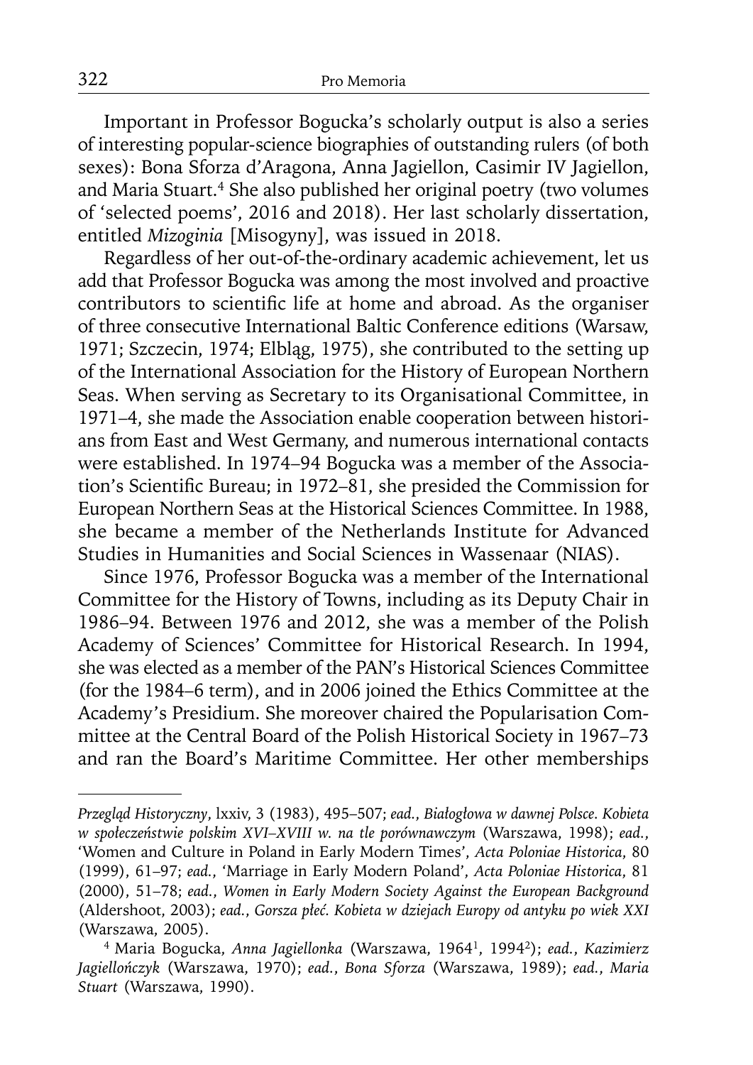Important in Professor Bogucka's scholarly output is also a series of interesting popular-science biographies of outstanding rulers (of both sexes): Bona Sforza d'Aragona, Anna Jagiellon, Casimir IV Jagiellon, and Maria Stuart.[4] She also published her original poetry (two volumes of 'selected poems', 2016 and 2018). Her last scholarly dissertation, entitled *Mizoginia* [Misogyny], was issued in 2018.

Regardless of her out-of-the-ordinary academic achievement, let us add that Professor Bogucka was among the most involved and proactive contributors to scientific life at home and abroad. As the organiser of three consecutive International Baltic Conference editions (Warsaw, 1971; Szczecin, 1974; Elbląg, 1975), she contributed to the setting up of the International Association for the History of European Northern Seas. When serving as Secretary to its Organisational Committee, in 1971–4, she made the Association enable cooperation between historians from East and West Germany, and numerous international contacts were established. In 1974–94 Bogucka was a member of the Association's Scientific Bureau; in 1972–81, she presided the Commission for European Northern Seas at the Historical Sciences Committee. In 1988, she became a member of the Netherlands Institute for Advanced Studies in Humanities and Social Sciences in Wassenaar (NIAS).

Since 1976, Professor Bogucka was a member of the International Committee for the History of Towns, including as its Deputy Chair in 1986–94. Between 1976 and 2012, she was a member of the Polish Academy of Sciences' Committee for Historical Research. In 1994, she was elected as a member of the PAN's Historical Sciences Committee (for the 1984–6 term), and in 2006 joined the Ethics Committee at the Academy's Presidium. She moreover chaired the Popularisation Committee at the Central Board of the Polish Historical Society in 1967–73 and ran the Board's Maritime Committee. Her other memberships

---

*Przegląd Historyczny*, lxxiv, 3 (1983), 495–507; *ead.*, *Białogłowa w dawnej Polsce. Kobieta w społeczeństwie polskim XVI–XVIII w. na tle porównawczym* (Warszawa, 1998); *ead.*, 'Women and Culture in Poland in Early Modern Times', *Acta Poloniae Historica*, 80 (1999), 61–97; *ead.*, 'Marriage in Early Modern Poland', *Acta Poloniae Historica*, 81 (2000), 51–78; *ead.*, *Women in Early Modern Society Against the European Background* (Aldershoot, 2003); *ead.*, *Gorsza płeć. Kobieta w dziejach Europy od antyku po wiek XXI* (Warszawa, 2005).

[4] Maria Bogucka, *Anna Jagiellonka* (Warszawa, 1964[1], 1994[2]); *ead.*, *Kazimierz Jagiellończyk* (Warszawa, 1970); *ead.*, *Bona Sforza* (Warszawa, 1989); *ead.*, *Maria Stuart* (Warszawa, 1990).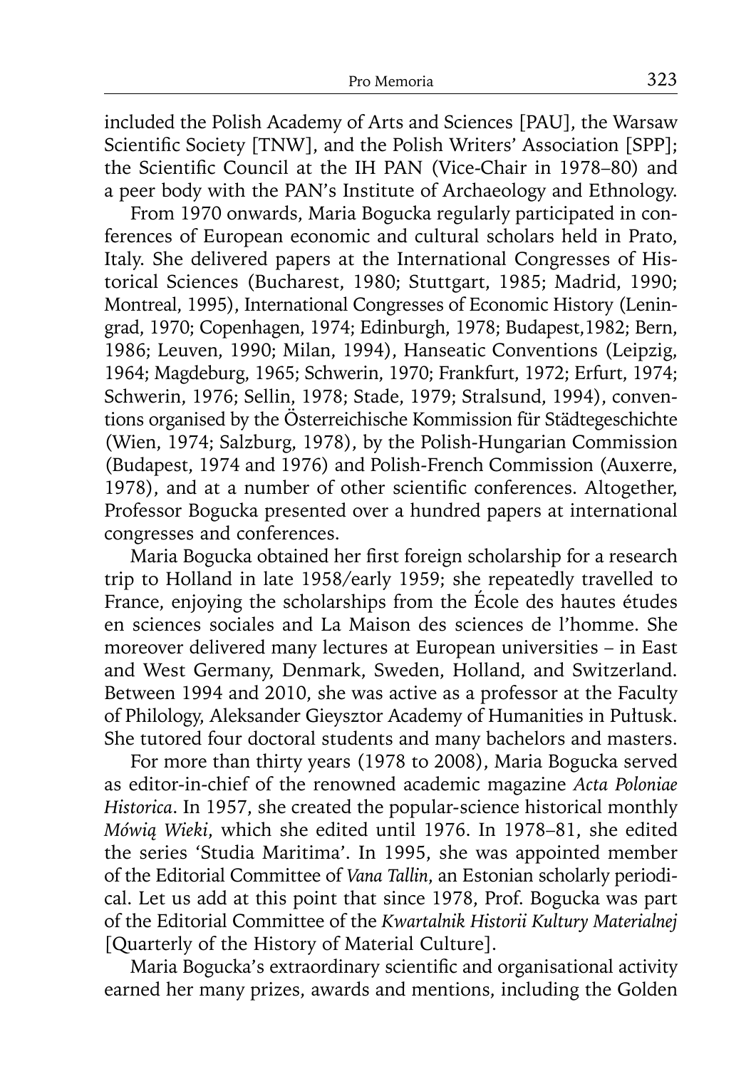included the Polish Academy of Arts and Sciences [PAU], the Warsaw Scientific Society [TNW], and the Polish Writers' Association [SPP]; the Scientific Council at the IH PAN (Vice-Chair in 1978–80) and a peer body with the PAN's Institute of Archaeology and Ethnology.

From 1970 onwards, Maria Bogucka regularly participated in conferences of European economic and cultural scholars held in Prato, Italy. She delivered papers at the International Congresses of Historical Sciences (Bucharest, 1980; Stuttgart, 1985; Madrid, 1990; Montreal, 1995), International Congresses of Economic History (Leningrad, 1970; Copenhagen, 1974; Edinburgh, 1978; Budapest,1982; Bern, 1986; Leuven, 1990; Milan, 1994), Hanseatic Conventions (Leipzig, 1964; Magdeburg, 1965; Schwerin, 1970; Frankfurt, 1972; Erfurt, 1974; Schwerin, 1976; Sellin, 1978; Stade, 1979; Stralsund, 1994), conventions organised by the Österreichische Kommission für Städtegeschichte (Wien, 1974; Salzburg, 1978), by the Polish-Hungarian Commission (Budapest, 1974 and 1976) and Polish-French Commission (Auxerre, 1978), and at a number of other scientific conferences. Altogether, Professor Bogucka presented over a hundred papers at international congresses and conferences.

Maria Bogucka obtained her first foreign scholarship for a research trip to Holland in late 1958/early 1959; she repeatedly travelled to France, enjoying the scholarships from the École des hautes études en sciences sociales and La Maison des sciences de l'homme. She moreover delivered many lectures at European universities – in East and West Germany, Denmark, Sweden, Holland, and Switzerland. Between 1994 and 2010, she was active as a professor at the Faculty of Philology, Aleksander Gieysztor Academy of Humanities in Pułtusk. She tutored four doctoral students and many bachelors and masters.

For more than thirty years (1978 to 2008), Maria Bogucka served as editor-in-chief of the renowned academic magazine *Acta Poloniae Historica*. In 1957, she created the popular-science historical monthly *Mówią Wieki*, which she edited until 1976. In 1978–81, she edited the series 'Studia Maritima'. In 1995, she was appointed member of the Editorial Committee of *Vana Tallin*, an Estonian scholarly periodical. Let us add at this point that since 1978, Prof. Bogucka was part of the Editorial Committee of the *Kwartalnik Historii Kultury Materialnej* [Quarterly of the History of Material Culture].

Maria Bogucka's extraordinary scientific and organisational activity earned her many prizes, awards and mentions, including the Golden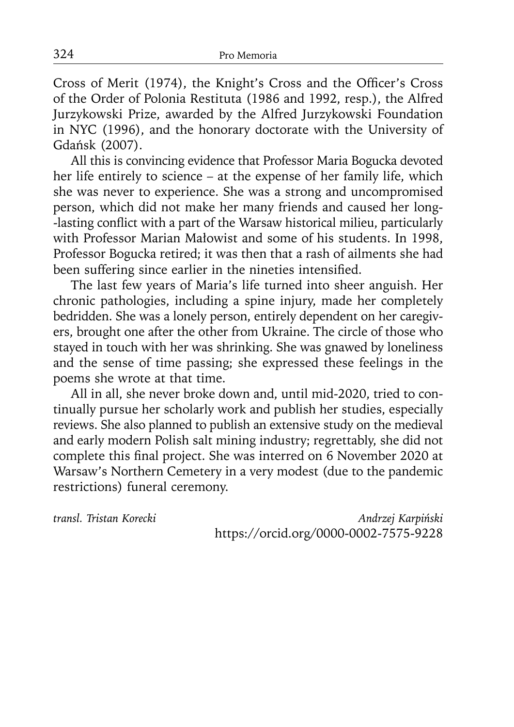Cross of Merit (1974), the Knight's Cross and the Officer's Cross of the Order of Polonia Restituta (1986 and 1992, resp.), the Alfred Jurzykowski Prize, awarded by the Alfred Jurzykowski Foundation in NYC (1996), and the honorary doctorate with the University of Gdańsk (2007).

All this is convincing evidence that Professor Maria Bogucka devoted her life entirely to science – at the expense of her family life, which she was never to experience. She was a strong and uncompromised person, which did not make her many friends and caused her long-lasting conflict with a part of the Warsaw historical milieu, particularly with Professor Marian Małowist and some of his students. In 1998, Professor Bogucka retired; it was then that a rash of ailments she had been suffering since earlier in the nineties intensified.

The last few years of Maria's life turned into sheer anguish. Her chronic pathologies, including a spine injury, made her completely bedridden. She was a lonely person, entirely dependent on her caregivers, brought one after the other from Ukraine. The circle of those who stayed in touch with her was shrinking. She was gnawed by loneliness and the sense of time passing; she expressed these feelings in the poems she wrote at that time.

All in all, she never broke down and, until mid-2020, tried to continually pursue her scholarly work and publish her studies, especially reviews. She also planned to publish an extensive study on the medieval and early modern Polish salt mining industry; regrettably, she did not complete this final project. She was interred on 6 November 2020 at Warsaw's Northern Cemetery in a very modest (due to the pandemic restrictions) funeral ceremony.

*transl. Tristan Korecki*

*Andrzej Karpiński*
https://orcid.org/0000-0002-7575-9228